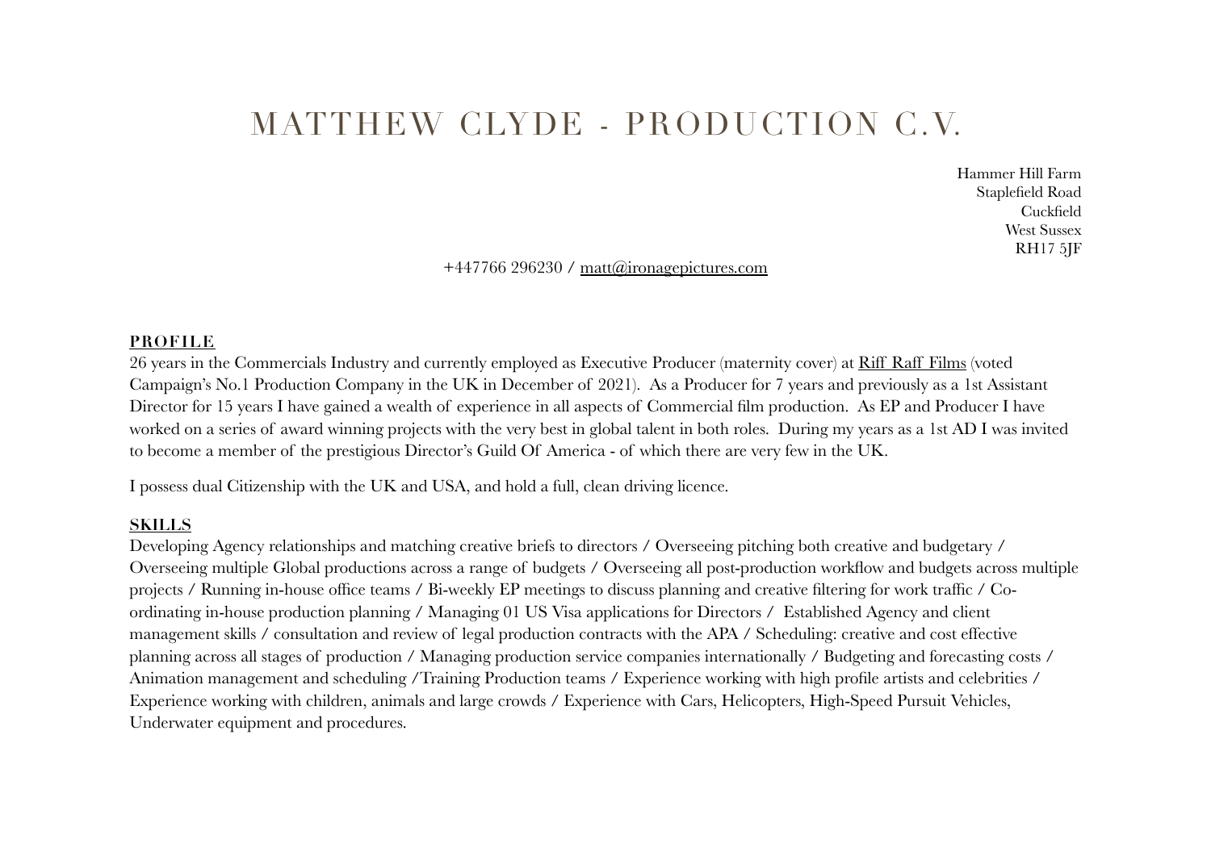# MATTHEW CLYDE - PRODUCTION C.V.

Hammer Hill Farm
Staplefield Road
Cuckfield
West Sussex
RH17 5JF

+447766 296230 / matt@ironagepictures.com

## PROFILE

26 years in the Commercials Industry and currently employed as Executive Producer (maternity cover) at Riff Raff Films (voted Campaign's No.1 Production Company in the UK in December of 2021). As a Producer for 7 years and previously as a 1st Assistant Director for 15 years I have gained a wealth of experience in all aspects of Commercial film production. As EP and Producer I have worked on a series of award winning projects with the very best in global talent in both roles. During my years as a 1st AD I was invited to become a member of the prestigious Director's Guild Of America - of which there are very few in the UK.

I possess dual Citizenship with the UK and USA, and hold a full, clean driving licence.

## SKILLS

Developing Agency relationships and matching creative briefs to directors / Overseeing pitching both creative and budgetary / Overseeing multiple Global productions across a range of budgets / Overseeing all post-production workflow and budgets across multiple projects / Running in-house office teams / Bi-weekly EP meetings to discuss planning and creative filtering for work traffic / Co-ordinating in-house production planning / Managing 01 US Visa applications for Directors / Established Agency and client management skills / consultation and review of legal production contracts with the APA / Scheduling: creative and cost effective planning across all stages of production / Managing production service companies internationally / Budgeting and forecasting costs / Animation management and scheduling /Training Production teams / Experience working with high profile artists and celebrities / Experience working with children, animals and large crowds / Experience with Cars, Helicopters, High-Speed Pursuit Vehicles, Underwater equipment and procedures.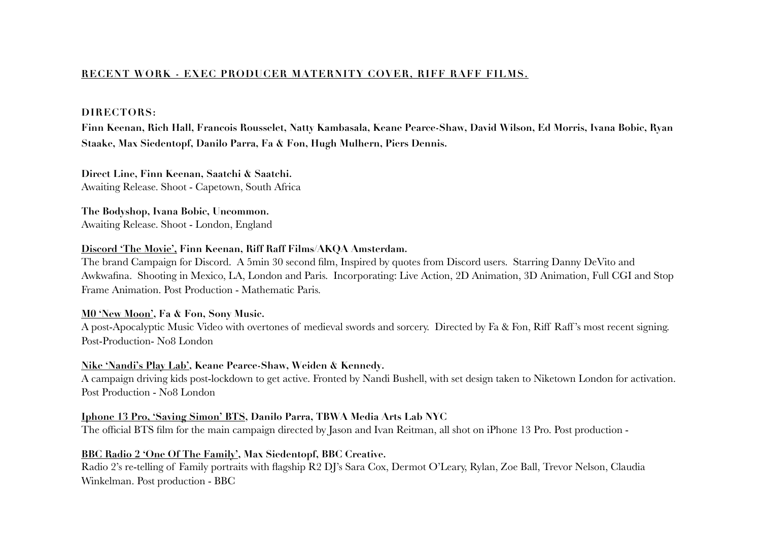## RECENT WORK - EXEC PRODUCER MATERNITY COVER, RIFF RAFF FILMS.

**DIRECTORS:**

**Finn Keenan, Rich Hall, Francois Rousselet, Natty Kambasala, Keane Pearce-Shaw, David Wilson, Ed Morris, Ivana Bobic, Ryan Staake, Max Siedentopf, Danilo Parra, Fa & Fon, Hugh Mulhern, Piers Dennis.**

**Direct Line, Finn Keenan, Saatchi & Saatchi.**
Awaiting Release. Shoot - Capetown, South Africa

**The Bodyshop, Ivana Bobic, Uncommon.**
Awaiting Release. Shoot - London, England

**Discord 'The Movie', Finn Keenan, Riff Raff Films/AKQA Amsterdam.**
The brand Campaign for Discord. A 5min 30 second film, Inspired by quotes from Discord users. Starring Danny DeVito and Awkwafina. Shooting in Mexico, LA, London and Paris. Incorporating: Live Action, 2D Animation, 3D Animation, Full CGI and Stop Frame Animation. Post Production - Mathematic Paris.

**M0 'New Moon', Fa & Fon, Sony Music.**
A post-Apocalyptic Music Video with overtones of medieval swords and sorcery. Directed by Fa & Fon, Riff Raff's most recent signing. Post-Production- No8 London

**Nike 'Nandi's Play Lab', Keane Pearce-Shaw, Weiden & Kennedy.**
A campaign driving kids post-lockdown to get active. Fronted by Nandi Bushell, with set design taken to Niketown London for activation. Post Production - No8 London

**Iphone 13 Pro, 'Saving Simon' BTS, Danilo Parra, TBWA Media Arts Lab NYC**
The official BTS film for the main campaign directed by Jason and Ivan Reitman, all shot on iPhone 13 Pro. Post production -

**BBC Radio 2 'One Of The Family', Max Siedentopf, BBC Creative.**
Radio 2's re-telling of Family portraits with flagship R2 DJ's Sara Cox, Dermot O'Leary, Rylan, Zoe Ball, Trevor Nelson, Claudia Winkelman. Post production - BBC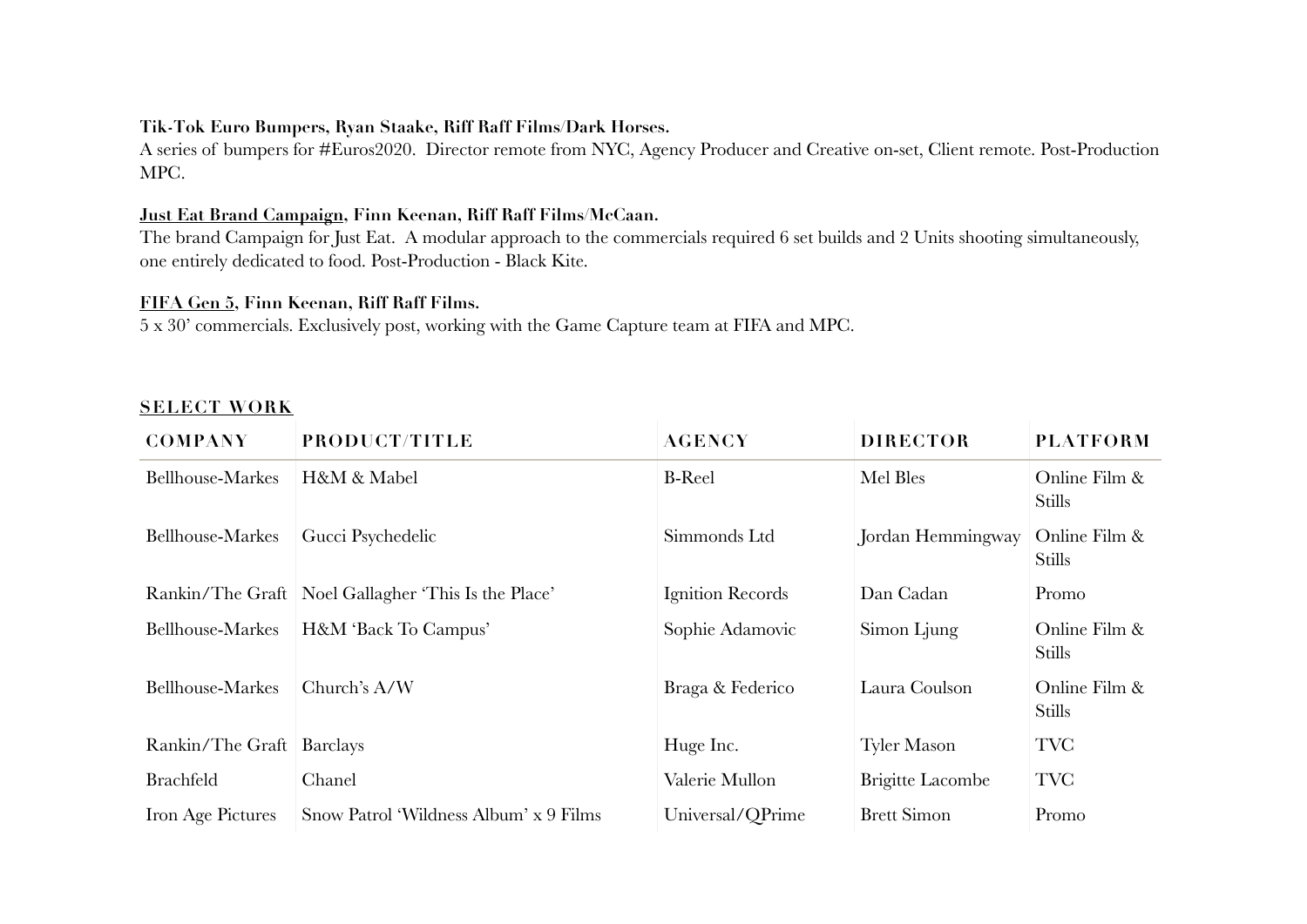**Tik-Tok Euro Bumpers, Ryan Staake, Riff Raff Films/Dark Horses.**
A series of bumpers for #Euros2020. Director remote from NYC, Agency Producer and Creative on-set, Client remote. Post-Production MPC.

**Just Eat Brand Campaign, Finn Keenan, Riff Raff Films/McCaan.**
The brand Campaign for Just Eat. A modular approach to the commercials required 6 set builds and 2 Units shooting simultaneously, one entirely dedicated to food. Post-Production - Black Kite.

**FIFA Gen 5, Finn Keenan, Riff Raff Films.**
5 x 30' commercials. Exclusively post, working with the Game Capture team at FIFA and MPC.

## SELECT WORK

| COMPANY | PRODUCT/TITLE | AGENCY | DIRECTOR | PLATFORM |
|---|---|---|---|---|
| Bellhouse-Markes | H&M & Mabel | B-Reel | Mel Bles | Online Film & Stills |
| Bellhouse-Markes | Gucci Psychedelic | Simmonds Ltd | Jordan Hemmingway | Online Film & Stills |
| Rankin/The Graft | Noel Gallagher 'This Is the Place' | Ignition Records | Dan Cadan | Promo |
| Bellhouse-Markes | H&M 'Back To Campus' | Sophie Adamovic | Simon Ljung | Online Film & Stills |
| Bellhouse-Markes | Church's A/W | Braga & Federico | Laura Coulson | Online Film & Stills |
| Rankin/The Graft | Barclays | Huge Inc. | Tyler Mason | TVC |
| Brachfeld | Chanel | Valerie Mullon | Brigitte Lacombe | TVC |
| Iron Age Pictures | Snow Patrol 'Wildness Album' x 9 Films | Universal/QPrime | Brett Simon | Promo |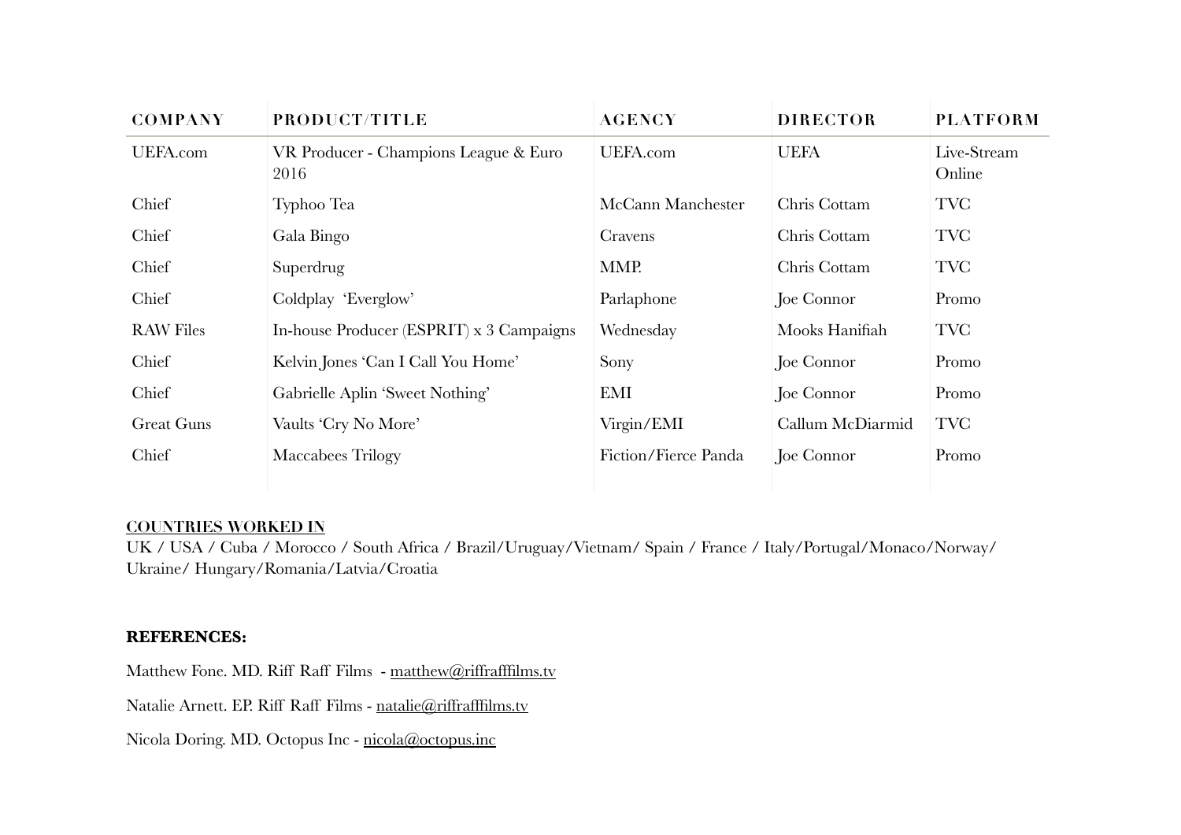| COMPANY | PRODUCT/TITLE | AGENCY | DIRECTOR | PLATFORM |
|---|---|---|---|---|
| UEFA.com | VR Producer - Champions League & Euro 2016 | UEFA.com | UEFA | Live-Stream Online |
| Chief | Typhoo Tea | McCann Manchester | Chris Cottam | TVC |
| Chief | Gala Bingo | Cravens | Chris Cottam | TVC |
| Chief | Superdrug | MMP. | Chris Cottam | TVC |
| Chief | Coldplay 'Everglow' | Parlaphone | Joe Connor | Promo |
| RAW Files | In-house Producer (ESPRIT) x 3 Campaigns | Wednesday | Mooks Hanifiah | TVC |
| Chief | Kelvin Jones 'Can I Call You Home' | Sony | Joe Connor | Promo |
| Chief | Gabrielle Aplin 'Sweet Nothing' | EMI | Joe Connor | Promo |
| Great Guns | Vaults 'Cry No More' | Virgin/EMI | Callum McDiarmid | TVC |
| Chief | Maccabees Trilogy | Fiction/Fierce Panda | Joe Connor | Promo |

**COUNTRIES WORKED IN**

UK / USA / Cuba / Morocco / South Africa / Brazil/Uruguay/Vietnam/ Spain / France / Italy/Portugal/Monaco/Norway/ Ukraine/ Hungary/Romania/Latvia/Croatia

**REFERENCES:**

Matthew Fone. MD. Riff Raff Films - matthew@riffrafffilms.tv

Natalie Arnett. EP. Riff Raff Films - natalie@riffrafffilms.tv

Nicola Doring. MD. Octopus Inc - nicola@octopus.inc